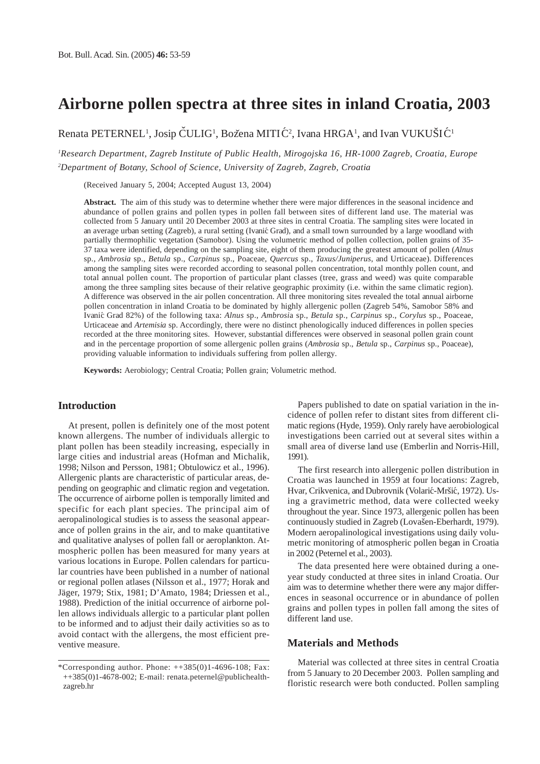# Airborne pollen spectra at three sites in inland Croatia, 2003

Renata PETERNEL[1], Josip ČULIG[1], Božena MITIĆ[2], Ivana HRGA[1], and Ivan VUKUŠIĆ[1]

[1]*Research Department, Zagreb Institute of Public Health, Mirogojska 16, HR-1000 Zagreb, Croatia, Europe*
[2]*Department of Botany, School of Science, University of Zagreb, Zagreb, Croatia*

(Received January 5, 2004; Accepted August 13, 2004)

**Abstract.** The aim of this study was to determine whether there were major differences in the seasonal incidence and abundance of pollen grains and pollen types in pollen fall between sites of different land use. The material was collected from 5 January until 20 December 2003 at three sites in central Croatia. The sampling sites were located in an average urban setting (Zagreb), a rural setting (Ivanić Grad), and a small town surrounded by a large woodland with partially thermophilic vegetation (Samobor). Using the volumetric method of pollen collection, pollen grains of 35-37 taxa were identified, depending on the sampling site, eight of them producing the greatest amount of pollen (*Alnus* sp., *Ambrosia* sp., *Betula* sp., *Carpinus* sp., Poaceae, *Quercus* sp., *Taxus/Juniperus*, and Urticaceae). Differences among the sampling sites were recorded according to seasonal pollen concentration, total monthly pollen count, and total annual pollen count. The proportion of particular plant classes (tree, grass and weed) was quite comparable among the three sampling sites because of their relative geographic proximity (i.e. within the same climatic region). A difference was observed in the air pollen concentration. All three monitoring sites revealed the total annual airborne pollen concentration in inland Croatia to be dominated by highly allergenic pollen (Zagreb 54%, Samobor 58% and Ivanić Grad 82%) of the following taxa: *Alnus* sp., *Ambrosia* sp., *Betula* sp., *Carpinus* sp., *Corylus* sp., Poaceae, Urticaceae and *Artemisia* sp. Accordingly, there were no distinct phenologically induced differences in pollen species recorded at the three monitoring sites. However, substantial differences were observed in seasonal pollen grain count and in the percentage proportion of some allergenic pollen grains (*Ambrosia* sp., *Betula* sp., *Carpinus* sp., Poaceae), providing valuable information to individuals suffering from pollen allergy.

**Keywords:** Aerobiology; Central Croatia; Pollen grain; Volumetric method.

## Introduction

At present, pollen is definitely one of the most potent known allergens. The number of individuals allergic to plant pollen has been steadily increasing, especially in large cities and industrial areas (Hofman and Michalik, 1998; Nilson and Persson, 1981; Obtulowicz et al., 1996). Allergenic plants are characteristic of particular areas, depending on geographic and climatic region and vegetation. The occurrence of airborne pollen is temporally limited and specific for each plant species. The principal aim of aeropalinological studies is to assess the seasonal appearance of pollen grains in the air, and to make quantitative and qualitative analyses of pollen fall or aeroplankton. Atmospheric pollen has been measured for many years at various locations in Europe. Pollen calendars for particular countries have been published in a number of national or regional pollen atlases (Nilsson et al., 1977; Horak and Jäger, 1979; Stix, 1981; D'Amato, 1984; Driessen et al., 1988). Prediction of the initial occurrence of airborne pollen allows individuals allergic to a particular plant pollen to be informed and to adjust their daily activities so as to avoid contact with the allergens, the most efficient preventive measure.

Papers published to date on spatial variation in the incidence of pollen refer to distant sites from different climatic regions (Hyde, 1959). Only rarely have aerobiological investigations been carried out at several sites within a small area of diverse land use (Emberlin and Norris-Hill, 1991).

The first research into allergenic pollen distribution in Croatia was launched in 1959 at four locations: Zagreb, Hvar, Crikvenica, and Dubrovnik (Volarić-Mršić, 1972). Using a gravimetric method, data were collected weeky throughout the year. Since 1973, allergenic pollen has been continuously studied in Zagreb (Lovašen-Eberhardt, 1979). Modern aeropalinological investigations using daily volumetric monitoring of atmospheric pollen began in Croatia in 2002 (Peternel et al., 2003).

The data presented here were obtained during a one-year study conducted at three sites in inland Croatia. Our aim was to determine whether there were any major differences in seasonal occurrence or in abundance of pollen grains and pollen types in pollen fall among the sites of different land use.

## Materials and Methods

Material was collected at three sites in central Croatia from 5 January to 20 December 2003. Pollen sampling and floristic research were both conducted. Pollen sampling

*Corresponding author. Phone: ++385(0)1-4696-108; Fax: ++385(0)1-4678-002; E-mail: renata.peternel@publichealth-zagreb.hr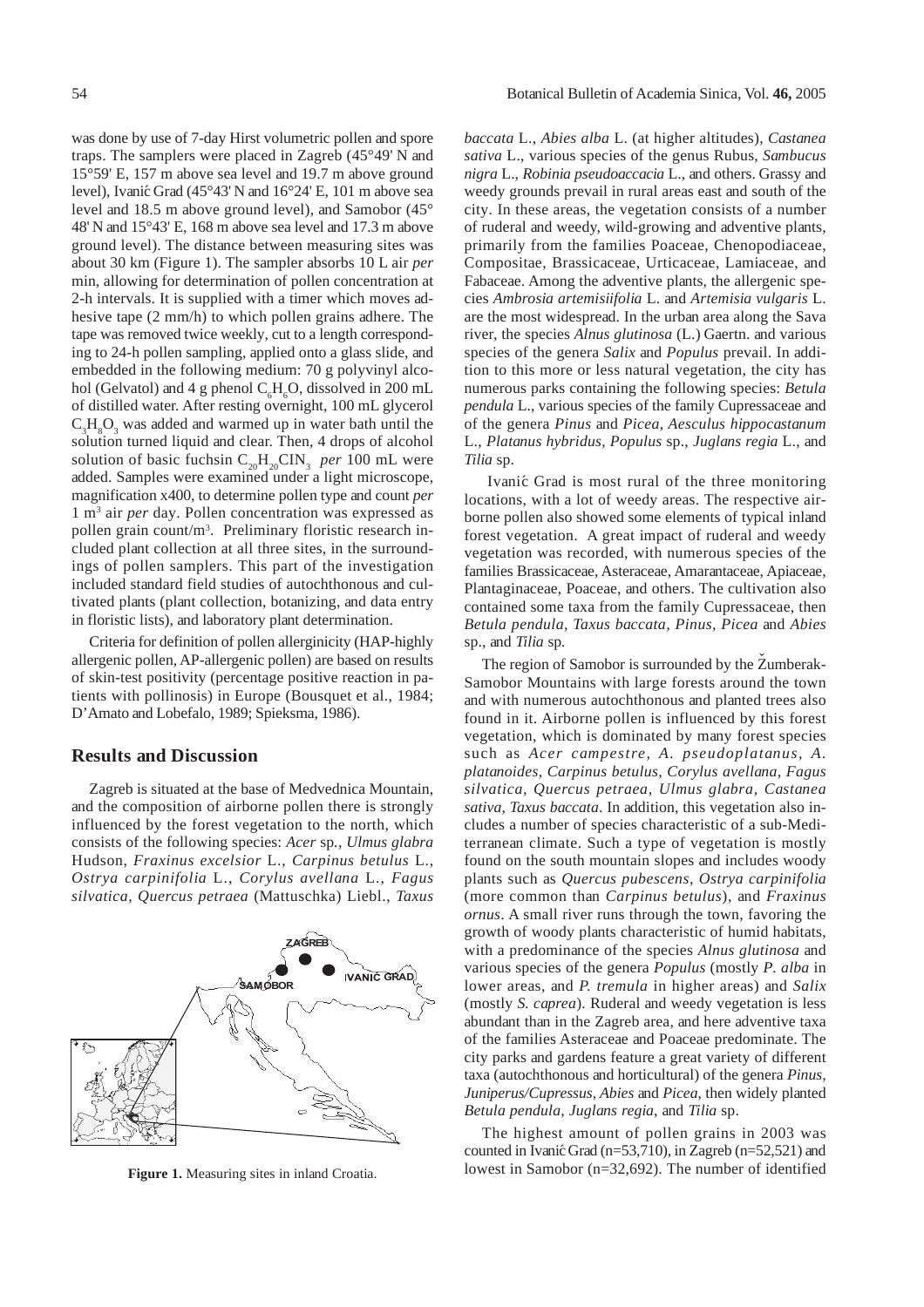was done by use of 7-day Hirst volumetric pollen and spore traps. The samplers were placed in Zagreb (45°49' N and 15°59' E, 157 m above sea level and 19.7 m above ground level), Ivanić Grad (45°43' N and 16°24' E, 101 m above sea level and 18.5 m above ground level), and Samobor (45° 48' N and 15°43' E, 168 m above sea level and 17.3 m above ground level). The distance between measuring sites was about 30 km (Figure 1). The sampler absorbs 10 L air *per* min, allowing for determination of pollen concentration at 2-h intervals. It is supplied with a timer which moves adhesive tape (2 mm/h) to which pollen grains adhere. The tape was removed twice weekly, cut to a length corresponding to 24-h pollen sampling, applied onto a glass slide, and embedded in the following medium: 70 g polyvinyl alcohol (Gelvatol) and 4 g phenol $C_6H_6O$, dissolved in 200 mL of distilled water. After resting overnight, 100 mL glycerol $C_3H_8O_3$ was added and warmed up in water bath until the solution turned liquid and clear. Then, 4 drops of alcohol solution of basic fuchsin $C_{20}H_{20}ClN_3$ *per* 100 mL were added. Samples were examined under a light microscope, magnification x400, to determine pollen type and count *per* 1 m$^3$ air *per* day. Pollen concentration was expressed as pollen grain count/m$^3$. Preliminary floristic research included plant collection at all three sites, in the surroundings of pollen samplers. This part of the investigation included standard field studies of autochthonous and cultivated plants (plant collection, botanizing, and data entry in floristic lists), and laboratory plant determination.

Criteria for definition of pollen allerginicity (HAP-highly allergenic pollen, AP-allergenic pollen) are based on results of skin-test positivity (percentage positive reaction in patients with pollinosis) in Europe (Bousquet et al., 1984; D'Amato and Lobefalo, 1989; Spieksma, 1986).

## Results and Discussion

Zagreb is situated at the base of Medvednica Mountain, and the composition of airborne pollen there is strongly influenced by the forest vegetation to the north, which consists of the following species: *Acer* sp*., Ulmus glabra* Hudson, *Fraxinus excelsior* L., *Carpinus betulus* L., *Ostrya carpinifolia* L., *Corylus avellana* L., *Fagus silvatica, Quercus petraea* (Mattuschka) Liebl., *Taxus baccata* L., *Abies alba* L. (at higher altitudes), *Castanea sativa* L., various species of the genus Rubus, *Sambucus nigra* L., *Robinia pseudoaccacia* L., and others. Grassy and weedy grounds prevail in rural areas east and south of the city. In these areas, the vegetation consists of a number of ruderal and weedy, wild-growing and adventive plants, primarily from the families Poaceae, Chenopodiaceae, Compositae, Brassicaceae, Urticaceae, Lamiaceae, and Fabaceae. Among the adventive plants, the allergenic species *Ambrosia artemisiifolia* L. and *Artemisia vulgaris* L. are the most widespread. In the urban area along the Sava river, the species *Alnus glutinosa* (L.) Gaertn. and various species of the genera *Salix* and *Populus* prevail. In addition to this more or less natural vegetation, the city has numerous parks containing the following species: *Betula pendula* L., various species of the family Cupressaceae and of the genera *Pinus* and *Picea, Aesculus hippocastanum* L., *Platanus hybridus, Populus* sp., *Juglans regia* L., and *Tilia* sp.

Figure 1. Measuring sites in inland Croatia.

Ivanić Grad is most rural of the three monitoring locations, with a lot of weedy areas. The respective airborne pollen also showed some elements of typical inland forest vegetation. A great impact of ruderal and weedy vegetation was recorded, with numerous species of the families Brassicaceae, Asteraceae, Amarantaceae, Apiaceae, Plantaginaceae, Poaceae, and others. The cultivation also contained some taxa from the family Cupressaceae, then *Betula pendula*, *Taxus baccata, Pinus, Picea* and *Abies* sp., and *Tilia* sp.

The region of Samobor is surrounded by the Žumberak-Samobor Mountains with large forests around the town and with numerous autochthonous and planted trees also found in it. Airborne pollen is influenced by this forest vegetation, which is dominated by many forest species such as *Acer campestre, A. pseudoplatanus, A. platanoides, Carpinus betulus, Corylus avellana, Fagus silvatica, Quercus petraea, Ulmus glabra, Castanea sativa, Taxus baccata*. In addition, this vegetation also includes a number of species characteristic of a sub-Mediterranean climate. Such a type of vegetation is mostly found on the south mountain slopes and includes woody plants such as *Quercus pubescens*, *Ostrya carpinifolia* (more common than *Carpinus betulus*), and *Fraxinus ornus*. A small river runs through the town, favoring the growth of woody plants characteristic of humid habitats, with a predominance of the species *Alnus glutinosa* and various species of the genera *Populus* (mostly *P. alba* in lower areas, and *P. tremula* in higher areas) and *Salix* (mostly *S. caprea*). Ruderal and weedy vegetation is less abundant than in the Zagreb area, and here adventive taxa of the families Asteraceae and Poaceae predominate. The city parks and gardens feature a great variety of different taxa (autochthonous and horticultural) of the genera *Pinus, Juniperus/Cupressus, Abies* and *Picea*, then widely planted *Betula pendula, Juglans regia*, and *Tilia* sp.

The highest amount of pollen grains in 2003 was counted in Ivanić Grad (n=53,710), in Zagreb (n=52,521) and lowest in Samobor (n=32,692). The number of identified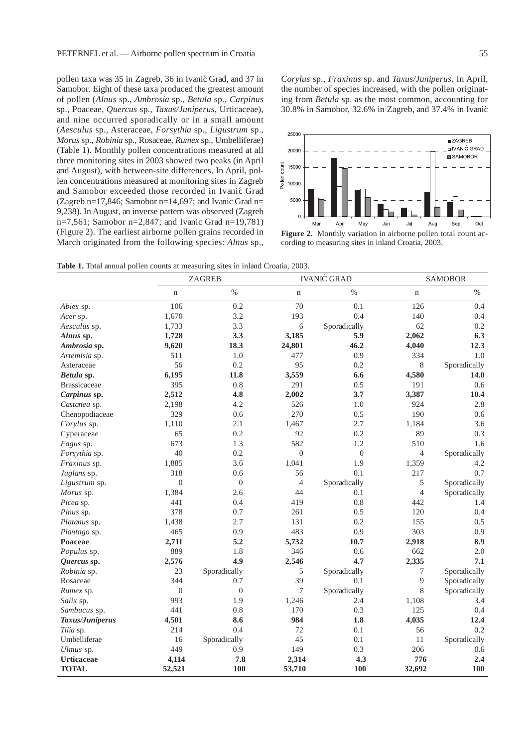pollen taxa was 35 in Zagreb, 36 in Ivanić Grad, and 37 in Samobor. Eight of these taxa produced the greatest amount of pollen (*Alnus* sp., *Ambrosia* sp., *Betula* sp., *Carpinus* sp., Poaceae, *Quercus* sp., *Taxus/Juniperus*, Urticaceae), and nine occurred sporadically or in a small amount (*Aesculus* sp., Asteraceae, *Forsythia* sp., *Ligustrum* sp., *Morus* sp., *Robinia* sp., Rosaceae, *Rumex* sp., Umbelliferae) (Table 1). Monthly pollen concentrations measured at all three monitoring sites in 2003 showed two peaks (in April and August), with between-site differences. In April, pollen concentrations measured at monitoring sites in Zagreb and Samobor exceeded those recorded in Ivanić Grad (Zagreb n=17,846; Samobor n=14,697; and Ivanic Grad n= 9,238). In August, an inverse pattern was observed (Zagreb n=7,561; Samobor n=2,847; and Ivanic Grad n=19,781) (Figure 2). The earliest airborne pollen grains recorded in March originated from the following species: *Alnus* sp., *Corylus* sp., *Fraxinus* sp. and *Taxus/Juniperus*. In April, the number of species increased, with the pollen originating from *Betula* sp. as the most common, accounting for 30.8% in Samobor, 32.6% in Zagreb, and 37.4% in Ivanić

**Figure 2.** Monthly variation in airborne pollen total count according to measuring sites in inland Croatia, 2003.

**Table 1.** Total annual pollen counts at measuring sites in inland Croatia, 2003.

| | ZAGREB | | IVANIĆ GRAD | | SAMOBOR | |
|---|---|---|---|---|---|---|
| | n | % | n | % | n | % |
| *Abies* sp. | 106 | 0.2 | 70 | 0.1 | 126 | 0.4 |
| *Acer* sp. | 1,670 | 3.2 | 193 | 0.4 | 140 | 0.4 |
| *Aesculus* sp. | 1,733 | 3.3 | 6 | Sporadically | 62 | 0.2 |
| ***Alnus* sp.** | **1,728** | **3.3** | **3,185** | **5.9** | **2,062** | **6.3** |
| ***Ambrosia* sp.** | **9,620** | **18.3** | **24,801** | **46.2** | **4,040** | **12.3** |
| *Artemisia* sp. | 511 | 1.0 | 477 | 0.9 | 334 | 1.0 |
| Asteraceae | 56 | 0.2 | 95 | 0.2 | 8 | Sporadically |
| ***Betula* sp.** | **6,195** | **11.8** | **3,559** | **6.6** | **4,580** | **14.0** |
| Brassicaceae | 395 | 0.8 | 291 | 0.5 | 191 | 0.6 |
| ***Carpinus* sp.** | **2,512** | **4.8** | **2,002** | **3.7** | **3,387** | **10.4** |
| *Castanea* sp. | 2,198 | 4.2 | 526 | 1.0 | 924 | 2.8 |
| Chenopodiaceae | 329 | 0.6 | 270 | 0.5 | 190 | 0.6 |
| *Corylus* sp. | 1,110 | 2.1 | 1,467 | 2.7 | 1,184 | 3.6 |
| Cyperaceae | 65 | 0.2 | 92 | 0.2 | 89 | 0.3 |
| *Fagus* sp. | 673 | 1.3 | 582 | 1.2 | 510 | 1.6 |
| *Forsythia* sp. | 40 | 0.2 | 0 | 0 | 4 | Sporadically |
| *Fraxinus* sp. | 1,885 | 3.6 | 1,041 | 1.9 | 1,359 | 4.2 |
| *Juglans* sp. | 318 | 0.6 | 56 | 0.1 | 217 | 0.7 |
| *Ligustrum* sp. | 0 | 0 | 4 | Sporadically | 5 | Sporadically |
| *Morus* sp. | 1,384 | 2.6 | 44 | 0.1 | 4 | Sporadically |
| *Picea* sp. | 441 | 0.4 | 419 | 0.8 | 442 | 1.4 |
| *Pinus* sp. | 378 | 0.7 | 261 | 0.5 | 120 | 0.4 |
| *Platanus* sp. | 1,438 | 2.7 | 131 | 0.2 | 155 | 0.5 |
| *Plantago* sp. | 465 | 0.9 | 483 | 0.9 | 303 | 0.9 |
| **Poaceae** | **2,711** | **5.2** | **5,732** | **10.7** | **2,918** | **8.9** |
| *Populus* sp. | 889 | 1.8 | 346 | 0.6 | 662 | 2.0 |
| ***Quercus* sp.** | **2,576** | **4.9** | **2,546** | **4.7** | **2,335** | **7.1** |
| *Robinia* sp. | 23 | Sporadically | 5 | Sporadically | 7 | Sporadically |
| Rosaceae | 344 | 0.7 | 39 | 0.1 | 9 | Sporadically |
| *Rumex* sp. | 0 | 0 | 7 | Sporadically | 8 | Sporadically |
| *Salix* sp. | 993 | 1.9 | 1,246 | 2.4 | 1,108 | 3.4 |
| *Sambucus* sp. | 441 | 0.8 | 170 | 0.3 | 125 | 0.4 |
| ***Taxus/Juniperus*** | **4,501** | **8.6** | **984** | **1.8** | **4,035** | **12.4** |
| *Tilia* sp. | 214 | 0.4 | 72 | 0.1 | 56 | 0.2 |
| Umbelliferae | 16 | Sporadically | 45 | 0.1 | 11 | Sporadically |
| *Ulmus* sp. | 449 | 0.9 | 149 | 0.3 | 206 | 0.6 |
| **Urticaceae** | **4,114** | **7.8** | **2,314** | **4.3** | **776** | **2.4** |
| **TOTAL** | **52,521** | **100** | **53,710** | **100** | **32,692** | **100** |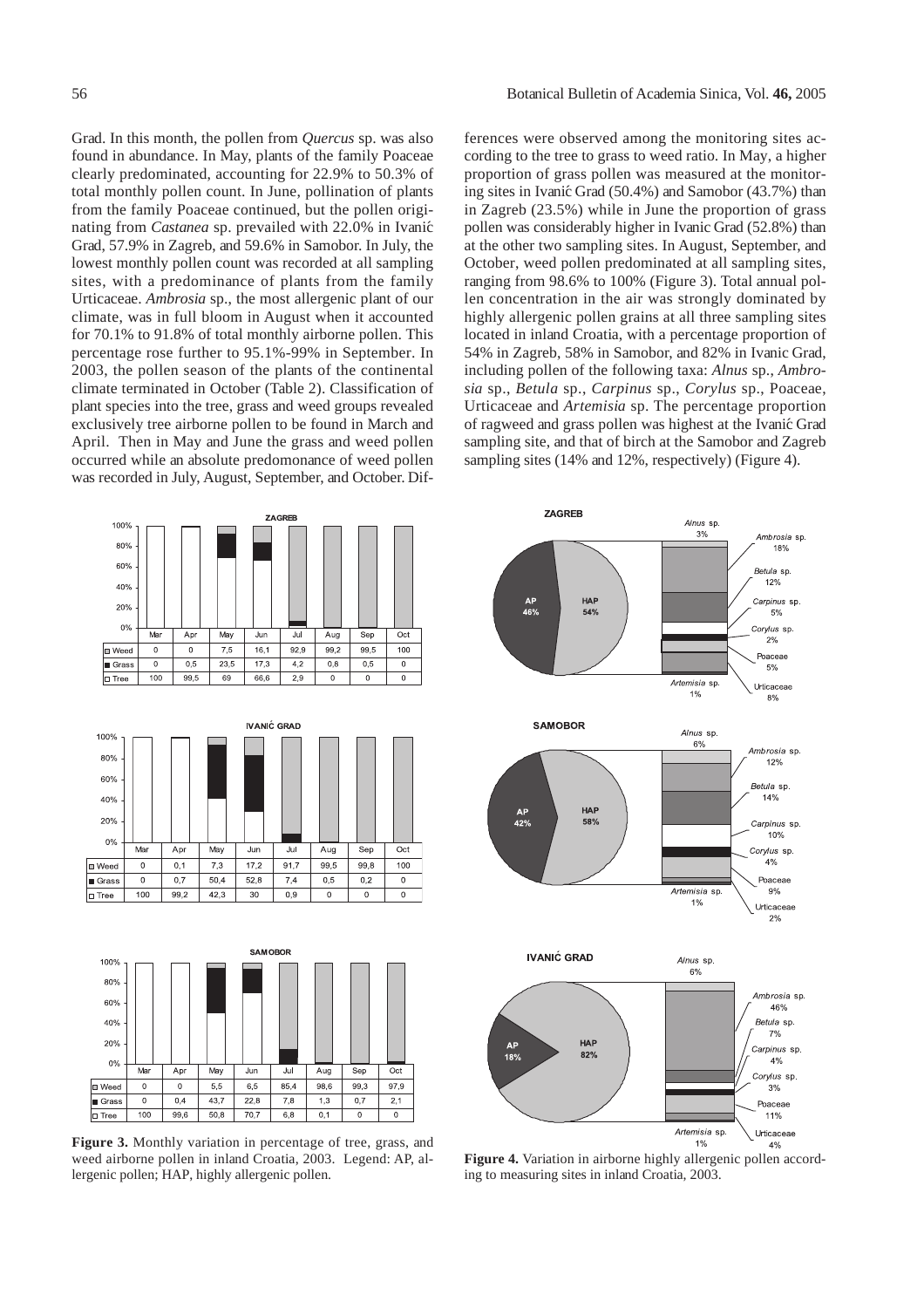Grad. In this month, the pollen from *Quercus* sp. was also found in abundance. In May, plants of the family Poaceae clearly predominated, accounting for 22.9% to 50.3% of total monthly pollen count. In June, pollination of plants from the family Poaceae continued, but the pollen originating from *Castanea* sp. prevailed with 22.0% in Ivanić Grad, 57.9% in Zagreb, and 59.6% in Samobor. In July, the lowest monthly pollen count was recorded at all sampling sites, with a predominance of plants from the family Urticaceae. *Ambrosia* sp., the most allergenic plant of our climate, was in full bloom in August when it accounted for 70.1% to 91.8% of total monthly airborne pollen. This percentage rose further to 95.1%-99% in September. In 2003, the pollen season of the plants of the continental climate terminated in October (Table 2). Classification of plant species into the tree, grass and weed groups revealed exclusively tree airborne pollen to be found in March and April. Then in May and June the grass and weed pollen occurred while an absolute predomonance of weed pollen was recorded in July, August, September, and October. Differences were observed among the monitoring sites according to the tree to grass to weed ratio. In May, a higher proportion of grass pollen was measured at the monitoring sites in Ivanić Grad (50.4%) and Samobor (43.7%) than in Zagreb (23.5%) while in June the proportion of grass pollen was considerably higher in Ivanic Grad (52.8%) than at the other two sampling sites. In August, September, and October, weed pollen predominated at all sampling sites, ranging from 98.6% to 100% (Figure 3). Total annual pollen concentration in the air was strongly dominated by highly allergenic pollen grains at all three sampling sites located in inland Croatia, with a percentage proportion of 54% in Zagreb, 58% in Samobor, and 82% in Ivanic Grad, including pollen of the following taxa: *Alnus* sp., *Ambrosia* sp., *Betula* sp., *Carpinus* sp., *Corylus* sp., Poaceae, Urticaceae and *Artemisia* sp. The percentage proportion of ragweed and grass pollen was highest at the Ivanić Grad sampling site, and that of birch at the Samobor and Zagreb sampling sites (14% and 12%, respectively) (Figure 4).

**ZAGREB**

| | Mar | Apr | May | Jun | Jul | Aug | Sep | Oct |
|---|---|---|---|---|---|---|---|---|
| Weed | 0 | 0 | 7,5 | 16,1 | 92,9 | 99,2 | 99,5 | 100 |
| Grass | 0 | 0,5 | 23,5 | 17,3 | 4,2 | 0,8 | 0,5 | 0 |
| Tree | 100 | 99,5 | 69 | 66,6 | 2,9 | 0 | 0 | 0 |

**IVANIĆ GRAD**

| | Mar | Apr | May | Jun | Jul | Aug | Sep | Oct |
|---|---|---|---|---|---|---|---|---|
| Weed | 0 | 0,1 | 7,3 | 17,2 | 91,7 | 99,5 | 99,8 | 100 |
| Grass | 0 | 0,7 | 50,4 | 52,8 | 7,4 | 0,5 | 0,2 | 0 |
| Tree | 100 | 99,2 | 42,3 | 30 | 0,9 | 0 | 0 | 0 |

**SAMOBOR**

| | Mar | Apr | May | Jun | Jul | Aug | Sep | Oct |
|---|---|---|---|---|---|---|---|---|
| Weed | 0 | 0 | 5,5 | 6,5 | 85,4 | 98,6 | 99,3 | 97,9 |
| Grass | 0 | 0,4 | 43,7 | 22,8 | 7,8 | 1,3 | 0,7 | 2,1 |
| Tree | 100 | 99,6 | 50,8 | 70,7 | 6,8 | 0,1 | 0 | 0 |

**Figure 3.** Monthly variation in percentage of tree, grass, and weed airborne pollen in inland Croatia, 2003. Legend: AP, allergenic pollen; HAP, highly allergenic pollen.

| | ZAGREB | SAMOBOR | IVANIĆ GRAD |
|---|---|---|---|
| AP | 46% | 42% | 18% |
| HAP | 54% | 58% | 82% |
| *Alnus* sp. | 3% | 6% | 6% |
| *Ambrosia* sp. | 18% | 12% | 46% |
| *Betula* sp. | 12% | 14% | 7% |
| *Carpinus* sp. | 5% | 10% | 4% |
| *Corylus* sp. | 2% | 4% | 3% |
| Poaceae | 5% | 9% | 11% |
| Urticaceae | 8% | 2% | 4% |
| *Artemisia* sp. | 1% | 1% | 1% |

**Figure 4.** Variation in airborne highly allergenic pollen according to measuring sites in inland Croatia, 2003.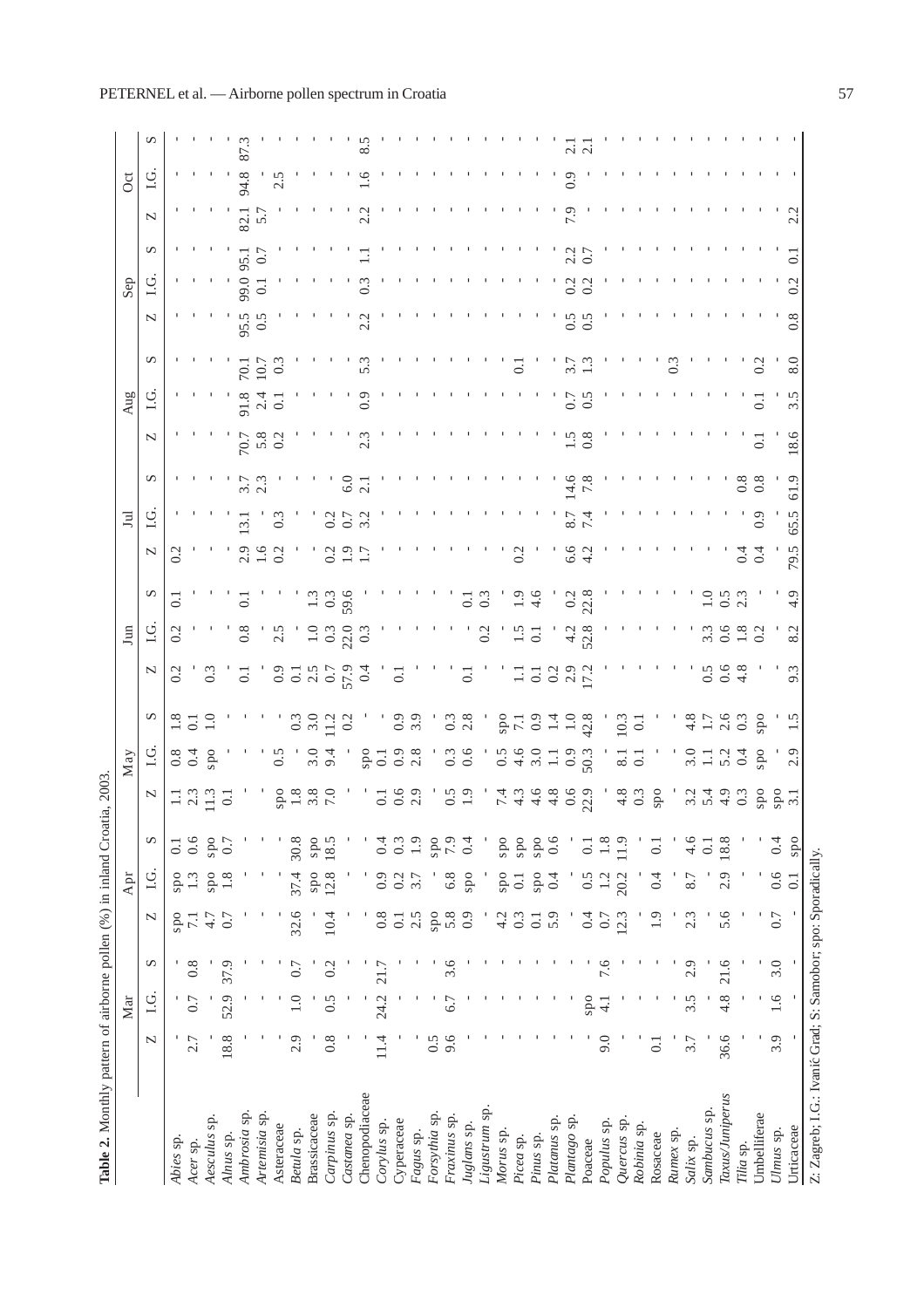**Table 2.** Monthly pattern of airborne pollen (%) in inland Croatia, 2003.

| | Mar | | | Apr | | | May | | | Jun | | | Jul | | | Aug | | | Sep | | | Oct | | |
|---|---|---|---|---|---|---|---|---|---|---|---|---|---|---|---|---|---|---|---|---|---|---|---|---|
| | Z | I.G. | S | Z | I.G. | S | Z | I.G. | S | Z | I.G. | S | Z | I.G. | S | Z | I.G. | S | Z | I.G. | S | Z | I.G. | S |
| *Abies* sp. | - | - | - | spo | spo | 0.1 | 1.1 | 0.8 | 1.8 | 0.2 | 0.2 | 0.1 | 0.2 | - | - | - | - | - | - | - | - | - | - | - |
| *Acer* sp. | 2.7 | 0.7 | 0.8 | 7.1 | 1.3 | 0.6 | 2.3 | 0.4 | 0.1 | - | - | - | - | - | - | - | - | - | - | - | - | - | - | - |
| *Aesculus* sp. | - | - | - | 4.7 | spo | spo | 11.3 | spo | 1.0 | 0.3 | - | - | - | - | - | - | - | - | - | - | - | - | - | - |
| *Alnus* sp. | 18.8 | 52.9 | 37.9 | 0.7 | 1.8 | 0.7 | 0.1 | - | - | - | - | - | - | - | - | - | - | - | - | - | - | - | - | - |
| *Ambrosia* sp. | - | - | - | - | - | - | - | - | - | 0.1 | 0.8 | 0.1 | 2.9 | 13.1 | 3.7 | 70.7 | 91.8 | 70.1 | 95.5 | 99.0 | 95.1 | 82.1 | 94.8 | 87.3 |
| *Artemisia* sp. | - | - | - | - | - | - | - | - | - | - | - | - | 1.6 | - | 2.3 | 5.8 | 2.4 | 10.7 | 0.5 | 0.1 | 0.7 | 5.7 | - | - |
| Asteraceae | - | - | - | - | - | - | spo | 0.5 | - | 0.9 | 2.5 | - | 0.2 | 0.3 | - | 0.2 | 0.1 | 0.3 | - | - | - | - | 2.5 | - |
| *Betula* sp. | 2.9 | 1.0 | 0.7 | 32.6 | 37.4 | 30.8 | 1.8 | - | 0.3 | 0.1 | - | - | - | - | - | - | - | - | - | - | - | - | - | - |
| Brassicaceae | - | - | - | - | spo | spo | 3.8 | 3.0 | 3.0 | 2.5 | 1.0 | 1.3 | - | - | - | - | - | - | - | - | - | - | - | - |
| *Carpinus* sp. | 0.8 | 0.5 | 0.2 | 10.4 | 12.8 | 18.5 | 7.0 | 9.4 | 11.2 | 0.7 | 0.3 | 0.3 | 0.2 | 0.2 | - | - | - | - | - | - | - | - | - | - |
| *Castanea* sp. | - | - | - | - | - | - | - | - | 0.2 | 57.9 | 22.0 | 59.6 | 1.9 | 0.7 | 6.0 | - | - | - | - | - | - | - | - | - |
| Chenopodiaceae | - | - | - | - | - | - | - | spo | - | 0.4 | 0.3 | - | 1.7 | 3.2 | 2.1 | 2.3 | 0.9 | 5.3 | 2.2 | 0.3 | 1.1 | 2.2 | 1.6 | 8.5 |
| *Corylus* sp. | 11.4 | 24.2 | 21.7 | 0.8 | 0.9 | 0.4 | 0.1 | 0.1 | - | - | - | - | - | - | - | - | - | - | - | - | - | - | - | - |
| Cyperaceae | - | - | - | 0.1 | 0.2 | 0.3 | 0.6 | 0.9 | 0.9 | 0.1 | - | - | - | - | - | - | - | - | - | - | - | - | - | - |
| *Fagus* sp. | - | - | - | 2.5 | 3.7 | 1.9 | 2.9 | 2.8 | 3.9 | - | - | - | - | - | - | - | - | - | - | - | - | - | - | - |
| *Forsythia* sp. | 0.5 | - | - | spo | - | spo | - | - | - | - | - | - | - | - | - | - | - | - | - | - | - | - | - | - |
| *Fraxinus* sp. | 9.6 | 6.7 | 3.6 | 5.8 | 6.8 | 7.9 | 0.5 | 0.3 | 0.3 | - | - | - | - | - | - | - | - | - | - | - | - | - | - | - |
| *Juglans* sp. | - | - | - | 0.9 | spo | 0.4 | 1.9 | 0.6 | 2.8 | 0.1 | - | 0.1 | - | - | - | - | - | - | - | - | - | - | - | - |
| *Ligustrum* sp. | - | - | - | - | - | - | - | - | - | - | 0.2 | 0.3 | - | - | - | - | - | - | - | - | - | - | - | - |
| *Morus* sp. | - | - | - | 4.2 | spo | spo | 7.4 | 0.5 | spo | - | - | - | - | - | - | - | - | - | - | - | - | - | - | - |
| *Picea* sp. | - | - | - | 0.3 | 0.1 | spo | 4.3 | 4.6 | 7.1 | 1.1 | 1.5 | 1.9 | 0.2 | - | - | - | - | - | - | - | - | - | - | - |
| *Pinus* sp. | - | - | - | 0.1 | spo | spo | 4.6 | 3.0 | 0.9 | 0.1 | 0.1 | 4.6 | - | - | - | - | - | 0.1 | - | - | - | - | - | - |
| *Platanus* sp. | - | - | - | 5.9 | 0.4 | 0.6 | 4.8 | 1.1 | 1.4 | 0.2 | - | - | - | - | - | - | - | - | - | - | - | - | - | - |
| *Plantago* sp. | - | - | - | - | - | - | 0.6 | 0.9 | 1.0 | 2.9 | 4.2 | 0.2 | 6.6 | 8.7 | 14.6 | 1.5 | 0.7 | 3.7 | 0.5 | 0.2 | 2.2 | 7.9 | 0.9 | 2.1 |
| Poaceae | - | spo | - | 0.4 | 0.5 | 0.1 | 22.9 | 50.3 | 42.8 | 17.2 | 52.8 | 22.8 | 4.2 | 7.4 | 7.8 | 0.8 | 0.5 | 1.3 | 0.5 | 0.2 | 0.7 | - | - | 2.1 |
| *Populus* sp. | 9.0 | 4.1 | 7.6 | 0.7 | 1.2 | 1.8 | - | - | - | - | - | - | - | - | - | - | - | - | - | - | - | - | - | - |
| *Quercus* sp. | - | - | - | 12.3 | 20.2 | 11.9 | 4.8 | 8.1 | 10.3 | - | - | - | - | - | - | - | - | - | - | - | - | - | - | - |
| *Robinia* sp. | - | - | - | - | - | - | 0.3 | 0.1 | 0.1 | - | - | - | - | - | - | - | - | - | - | - | - | - | - | - |
| Rosaceae | 0.1 | - | - | 1.9 | 0.4 | 0.1 | spo | - | - | - | - | - | - | - | - | - | - | - | - | - | - | - | - | - |
| *Rumex* sp. | - | - | - | - | - | - | - | - | - | - | - | - | - | - | - | - | - | 0.3 | - | - | - | - | - | - |
| *Salix* sp. | 3.7 | 3.5 | 2.9 | 2.3 | 8.7 | 4.6 | 3.2 | 3.0 | 4.8 | - | - | - | - | - | - | - | - | - | - | - | - | - | - | - |
| *Sambucus* sp. | - | - | - | - | - | 0.1 | 5.4 | 1.1 | 1.7 | 0.5 | 3.3 | 1.0 | - | - | - | - | - | - | - | - | - | - | - | - |
| *Taxus/Juniperus* | 36.6 | 4.8 | 21.6 | 5.6 | 2.9 | 18.8 | 4.9 | 5.2 | 2.6 | 0.6 | 0.6 | 0.5 | - | - | - | - | - | - | - | - | - | - | - | - |
| *Tilia* sp. | - | - | - | - | - | - | 0.3 | 0.4 | 0.3 | 4.8 | 1.8 | 2.3 | 0.4 | - | 0.8 | - | - | - | - | - | - | - | - | - |
| Umbelliferae | - | - | - | - | - | - | spo | spo | spo | - | 0.2 | - | 0.4 | 0.9 | 0.8 | 0.1 | 0.1 | 0.2 | - | - | - | - | - | - |
| *Ulmus* sp. | 3.9 | 1.6 | 3.0 | 0.7 | 0.6 | 0.4 | spo | - | - | - | - | - | - | - | - | - | - | - | - | - | - | - | - | - |
| Urticaceae | - | - | - | - | 0.1 | spo | 3.1 | 2.9 | 1.5 | 9.3 | 8.2 | 4.9 | 79.5 | 65.5 | 61.9 | 18.6 | 3.5 | 8.0 | 0.8 | 0.2 | 0.1 | 2.2 | - | - |

Z: Zagreb; I.G.: Ivanić Grad; S: Samobor; spo: Sporadically.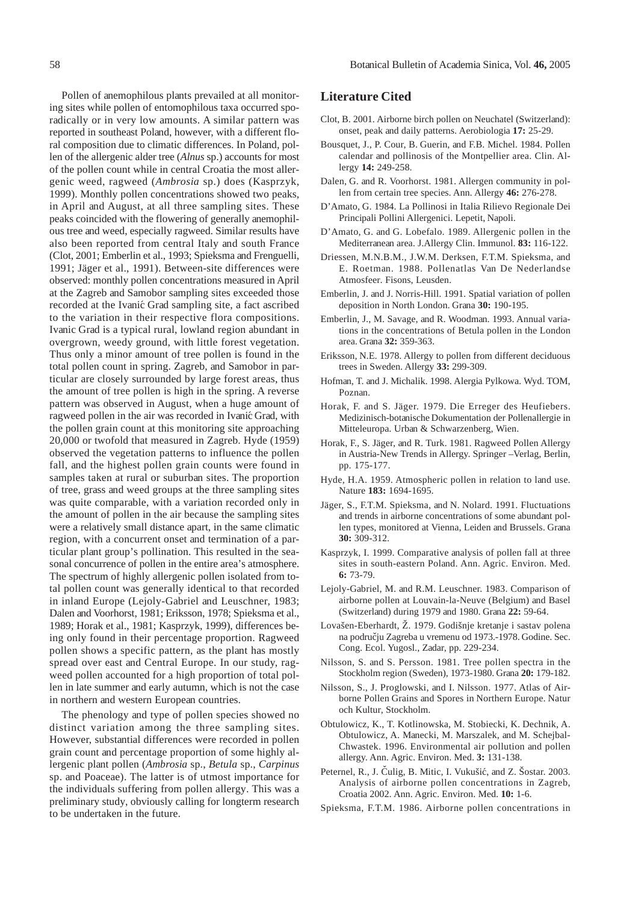Pollen of anemophilous plants prevailed at all monitoring sites while pollen of entomophilous taxa occurred sporadically or in very low amounts. A similar pattern was reported in southeast Poland, however, with a different floral composition due to climatic differences. In Poland, pollen of the allergenic alder tree (*Alnus* sp.) accounts for most of the pollen count while in central Croatia the most allergenic weed, ragweed (*Ambrosia* sp.) does (Kasprzyk, 1999). Monthly pollen concentrations showed two peaks, in April and August, at all three sampling sites. These peaks coincided with the flowering of generally anemophilous tree and weed, especially ragweed. Similar results have also been reported from central Italy and south France (Clot, 2001; Emberlin et al., 1993; Spieksma and Frenguelli, 1991; Jäger et al., 1991). Between-site differences were observed: monthly pollen concentrations measured in April at the Zagreb and Samobor sampling sites exceeded those recorded at the Ivanić Grad sampling site, a fact ascribed to the variation in their respective flora compositions. Ivanic Grad is a typical rural, lowland region abundant in overgrown, weedy ground, with little forest vegetation. Thus only a minor amount of tree pollen is found in the total pollen count in spring. Zagreb, and Samobor in particular are closely surrounded by large forest areas, thus the amount of tree pollen is high in the spring. A reverse pattern was observed in August, when a huge amount of ragweed pollen in the air was recorded in Ivanić Grad, with the pollen grain count at this monitoring site approaching 20,000 or twofold that measured in Zagreb. Hyde (1959) observed the vegetation patterns to influence the pollen fall, and the highest pollen grain counts were found in samples taken at rural or suburban sites. The proportion of tree, grass and weed groups at the three sampling sites was quite comparable, with a variation recorded only in the amount of pollen in the air because the sampling sites were a relatively small distance apart, in the same climatic region, with a concurrent onset and termination of a particular plant group's pollination. This resulted in the seasonal concurrence of pollen in the entire area's atmosphere. The spectrum of highly allergenic pollen isolated from total pollen count was generally identical to that recorded in inland Europe (Lejoly-Gabriel and Leuschner, 1983; Dalen and Voorhorst, 1981; Eriksson, 1978; Spieksma et al., 1989; Horak et al., 1981; Kasprzyk, 1999), differences being only found in their percentage proportion. Ragweed pollen shows a specific pattern, as the plant has mostly spread over east and Central Europe. In our study, ragweed pollen accounted for a high proportion of total pollen in late summer and early autumn, which is not the case in northern and western European countries.

The phenology and type of pollen species showed no distinct variation among the three sampling sites. However, substantial differences were recorded in pollen grain count and percentage proportion of some highly allergenic plant pollen (*Ambrosia* sp., *Betula* sp., *Carpinus* sp. and Poaceae). The latter is of utmost importance for the individuals suffering from pollen allergy. This was a preliminary study, obviously calling for longterm research to be undertaken in the future.

## Literature Cited

Clot, B. 2001. Airborne birch pollen on Neuchatel (Switzerland): onset, peak and daily patterns. Aerobiologia **17:** 25-29.

Bousquet, J., P. Cour, B. Guerin, and F.B. Michel. 1984. Pollen calendar and pollinosis of the Montpellier area. Clin. Allergy **14:** 249-258.

Dalen, G. and R. Voorhorst. 1981. Allergen community in pollen from certain tree species. Ann. Allergy **46:** 276-278.

D'Amato, G. 1984. La Pollinosi in Italia Rilievo Regionale Dei Principali Pollini Allergenici. Lepetit, Napoli.

D'Amato, G. and G. Lobefalo. 1989. Allergenic pollen in the Mediterranean area. J.Allergy Clin. Immunol. **83:** 116-122.

Driessen, M.N.B.M., J.W.M. Derksen, F.T.M. Spieksma, and E. Roetman. 1988. Pollenatlas Van De Nederlandse Atmosfeer. Fisons, Leusden.

Emberlin, J. and J. Norris-Hill. 1991. Spatial variation of pollen deposition in North London. Grana **30:** 190-195.

Emberlin, J., M. Savage, and R. Woodman. 1993. Annual variations in the concentrations of Betula pollen in the London area. Grana **32:** 359-363.

Eriksson, N.E. 1978. Allergy to pollen from different deciduous trees in Sweden. Allergy **33:** 299-309.

Hofman, T. and J. Michalik. 1998. Alergia Pylkowa. Wyd. TOM, Poznan.

Horak, F. and S. Jäger. 1979. Die Erreger des Heufiebers. Medizinisch-botanische Dokumentation der Pollenallergie in Mitteleuropa. Urban & Schwarzenberg, Wien.

Horak, F., S. Jäger, and R. Turk. 1981. Ragweed Pollen Allergy in Austria-New Trends in Allergy. Springer –Verlag, Berlin, pp. 175-177.

Hyde, H.A. 1959. Atmospheric pollen in relation to land use. Nature **183:** 1694-1695.

Jäger, S., F.T.M. Spieksma, and N. Nolard. 1991. Fluctuations and trends in airborne concentrations of some abundant pollen types, monitored at Vienna, Leiden and Brussels. Grana **30:** 309-312.

Kasprzyk, I. 1999. Comparative analysis of pollen fall at three sites in south-eastern Poland. Ann. Agric. Environ. Med. **6:** 73-79.

Lejoly-Gabriel, M. and R.M. Leuschner. 1983. Comparison of airborne pollen at Louvain-la-Neuve (Belgium) and Basel (Switzerland) during 1979 and 1980. Grana **22:** 59-64.

Lovašen-Eberhardt, Ž. 1979. Godišnje kretanje i sastav polena na području Zagreba u vremenu od 1973.-1978. Godine. Sec. Cong. Ecol. Yugosl., Zadar, pp. 229-234.

Nilsson, S. and S. Persson. 1981. Tree pollen spectra in the Stockholm region (Sweden), 1973-1980. Grana **20:** 179-182.

Nilsson, S., J. Proglowski, and I. Nilsson. 1977. Atlas of Airborne Pollen Grains and Spores in Northern Europe. Natur och Kultur, Stockholm.

Obtulowicz, K., T. Kotlinowska, M. Stobiecki, K. Dechnik, A. Obtulowicz, A. Manecki, M. Marszalek, and M. Schejbal-Chwastek. 1996. Environmental air pollution and pollen allergy. Ann. Agric. Environ. Med. **3:** 131-138.

Peternel, R., J. Čulig, B. Mitic, I. Vukušić, and Z. Šostar. 2003. Analysis of airborne pollen concentrations in Zagreb, Croatia 2002. Ann. Agric. Environ. Med. **10:** 1-6.

Spieksma, F.T.M. 1986. Airborne pollen concentrations in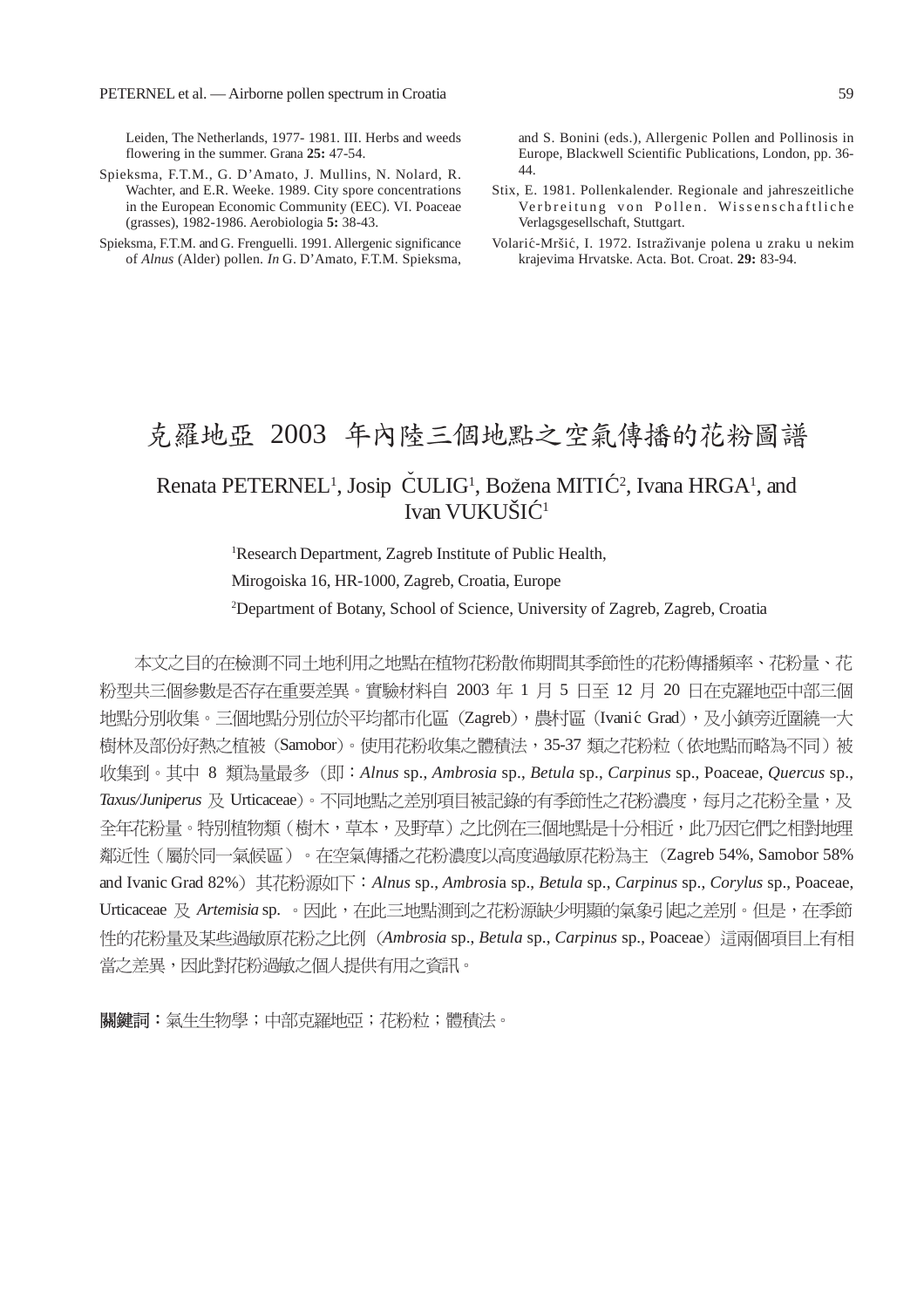Leiden, The Netherlands, 1977- 1981. III. Herbs and weeds flowering in the summer. Grana **25:** 47-54.

Spieksma, F.T.M., G. D'Amato, J. Mullins, N. Nolard, R. Wachter, and E.R. Weeke. 1989. City spore concentrations in the European Economic Community (EEC). VI. Poaceae (grasses), 1982-1986. Aerobiologia **5:** 38-43.

Spieksma, F.T.M. and G. Frenguelli. 1991. Allergenic significance of *Alnus* (Alder) pollen. *In* G. D'Amato, F.T.M. Spieksma, and S. Bonini (eds.), Allergenic Pollen and Pollinosis in Europe, Blackwell Scientific Publications, London, pp. 36-44.

Stix, E. 1981. Pollenkalender. Regionale and jahreszeitliche Verbreitung von Pollen. Wissenschaftliche Verlagsgesellschaft, Stuttgart.

Volarić-Mršić, I. 1972. Istraživanje polena u zraku u nekim krajevima Hrvatske. Acta. Bot. Croat. **29:** 83-94.

# 克羅地亞 2003 年內陸三個地點之空氣傳播的花粉圖譜

Renata PETERNEL[1], Josip ČULIG[1], Božena MITIĆ[2], Ivana HRGA[1], and Ivan VUKUŠIĆ[1]

[1]Research Department, Zagreb Institute of Public Health, Mirogoiska 16, HR-1000, Zagreb, Croatia, Europe

[2]Department of Botany, School of Science, University of Zagreb, Zagreb, Croatia

本文之目的在檢測不同土地利用之地點在植物花粉散佈期間其季節性的花粉傳播頻率、花粉量、花粉型共三個參數是否存在重要差異。實驗材料自 2003 年 1 月 5 日至 12 月 20 日在克羅地亞中部三個地點分別收集。三個地點分別位於平均都市化區（Zagreb），農村區（Ivanić Grad），及小鎮旁近圍繞一大樹林及部份好熱之植被（Samobor）。使用花粉收集之體積法，35-37 類之花粉粒（依地點而略為不同）被收集到。其中 8 類為量最多（即：*Alnus* sp., *Ambrosia* sp., *Betula* sp., *Carpinus* sp., Poaceae, *Quercus* sp., *Taxus/Juniperus* 及 Urticaceae）。不同地點之差別項目被記錄的有季節性之花粉濃度，每月之花粉全量，及全年花粉量。特別植物類（樹木，草本，及野草）之比例在三個地點是十分相近，此乃因它們之相對地理鄰近性（屬於同一氣候區）。在空氣傳播之花粉濃度以高度過敏原花粉為主（Zagreb 54%, Samobor 58% and Ivanic Grad 82%）其花粉源如下：*Alnus* sp., *Ambrosia* sp., *Betula* sp., *Carpinus* sp., *Corylus* sp., Poaceae, Urticaceae 及 *Artemisia* sp. 。因此，在此三地點測到之花粉源缺少明顯的氣象引起之差別。但是，在季節性的花粉量及某些過敏原花粉之比例（*Ambrosia* sp., *Betula* sp., *Carpinus* sp., Poaceae）這兩個項目上有相當之差異，因此對花粉過敏之個人提供有用之資訊。

**關鍵詞：**氣生生物學；中部克羅地亞；花粉粒；體積法。